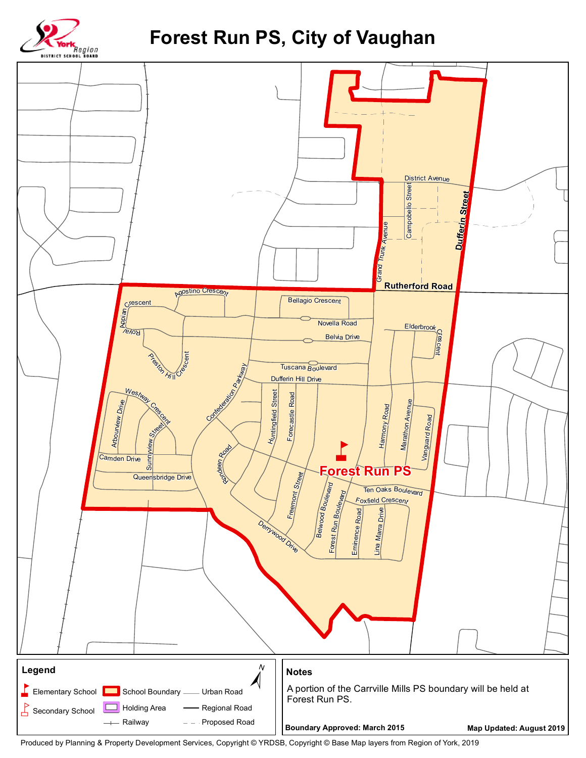# Forest Run PS, City of Vaughan

York Region District School Board

Forest Run PS

District Avenue

Campobello Street

Grand Trunk Avenue

Dufferin Street

Rutherford Road

Agostino Crescent

Bellagio Crescent

Appian Crescent

Novella Road

Royal

Belvia Drive

Elderbrook Crescent

Preston Hill Crescent

Tuscana Boulevard

Confederation Parkway

Dufferin Hill Drive

Westway Crescent

Arbourview Drive

Huntingfield Street

Forecastle Road

Harmony Road

Marathon Avenue

Vanguard Road

Sunnyview Street

Camden Drive

Queensbridge Drive

Rondeen Road

Fremont Street

Ten Oaks Boulevard

Foxfield Crescent

Belwood Boulevard

Forest Run Boulevard

Eminence Road

Lina Marra Drive

Derrywood Drive

## Legend

- Elementary School
- Secondary School
- School Boundary
- Holding Area
- Railway
- Urban Road
- Regional Road
- Proposed Road

## Notes

A portion of the Carrville Mills PS boundary will be held at Forest Run PS.

**Boundary Approved: March 2015**

**Map Updated: August 2019**

Produced by Planning & Property Development Services, Copyright © YRDSB, Copyright © Base Map layers from Region of York, 2019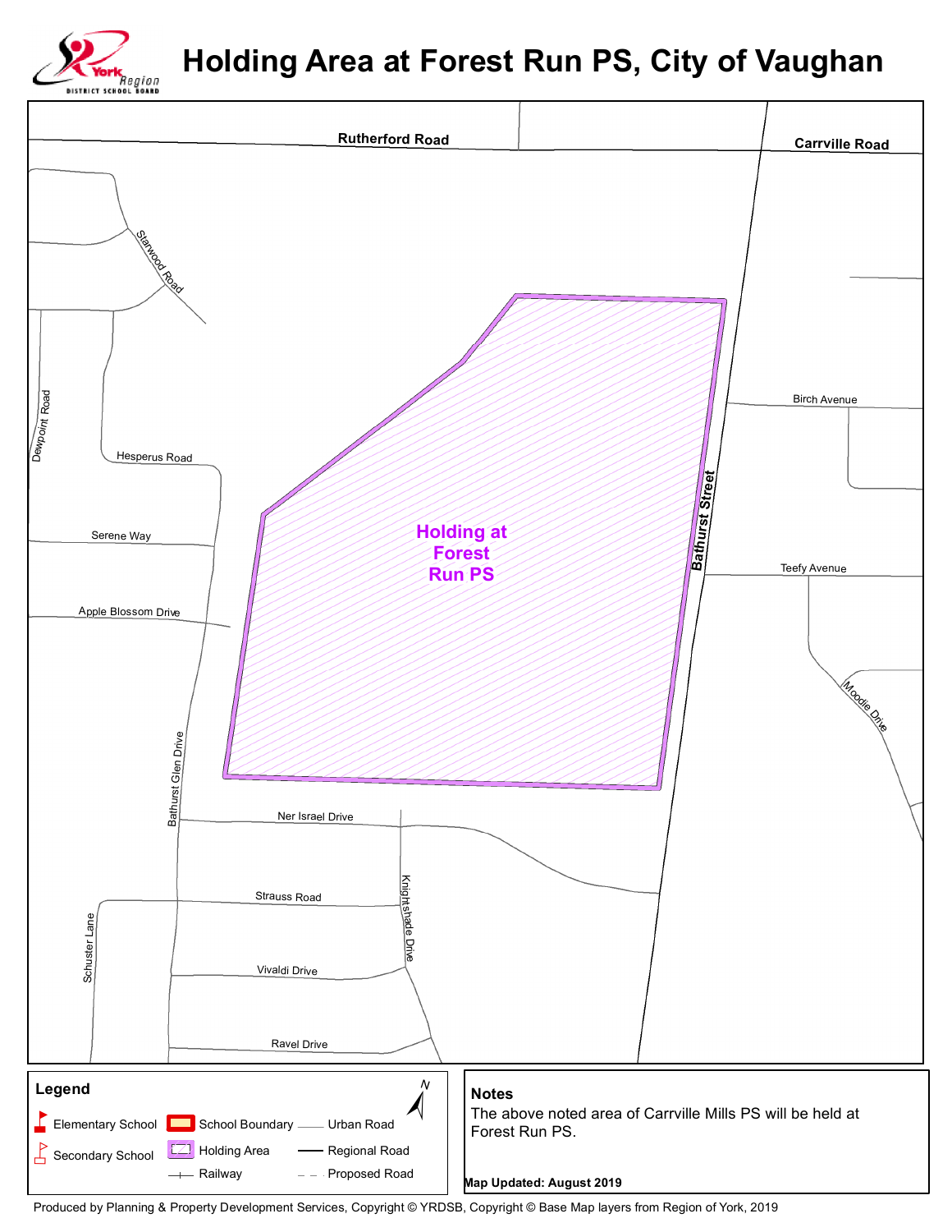# Holding Area at Forest Run PS, City of Vaughan

Rutherford Road
Carrville Road
Starwood Road
Dewpoint Road
Hesperus Road
Serene Way
Apple Blossom Drive
Bathurst Glen Drive
Holding at Forest Run PS
Bathurst Street
Birch Avenue
Teefy Avenue
Moodie Drive
Ner Israel Drive
Knightshade Drive
Strauss Road
Schuster Lane
Vivaldi Drive
Ravel Drive

**Legend**

Elementary School
Secondary School
School Boundary
Holding Area
Railway
Urban Road
Regional Road
Proposed Road

N

**Notes**

The above noted area of Carrville Mills PS will be held at Forest Run PS.

**Map Updated: August 2019**

Produced by Planning & Property Development Services, Copyright © YRDSB, Copyright © Base Map layers from Region of York, 2019